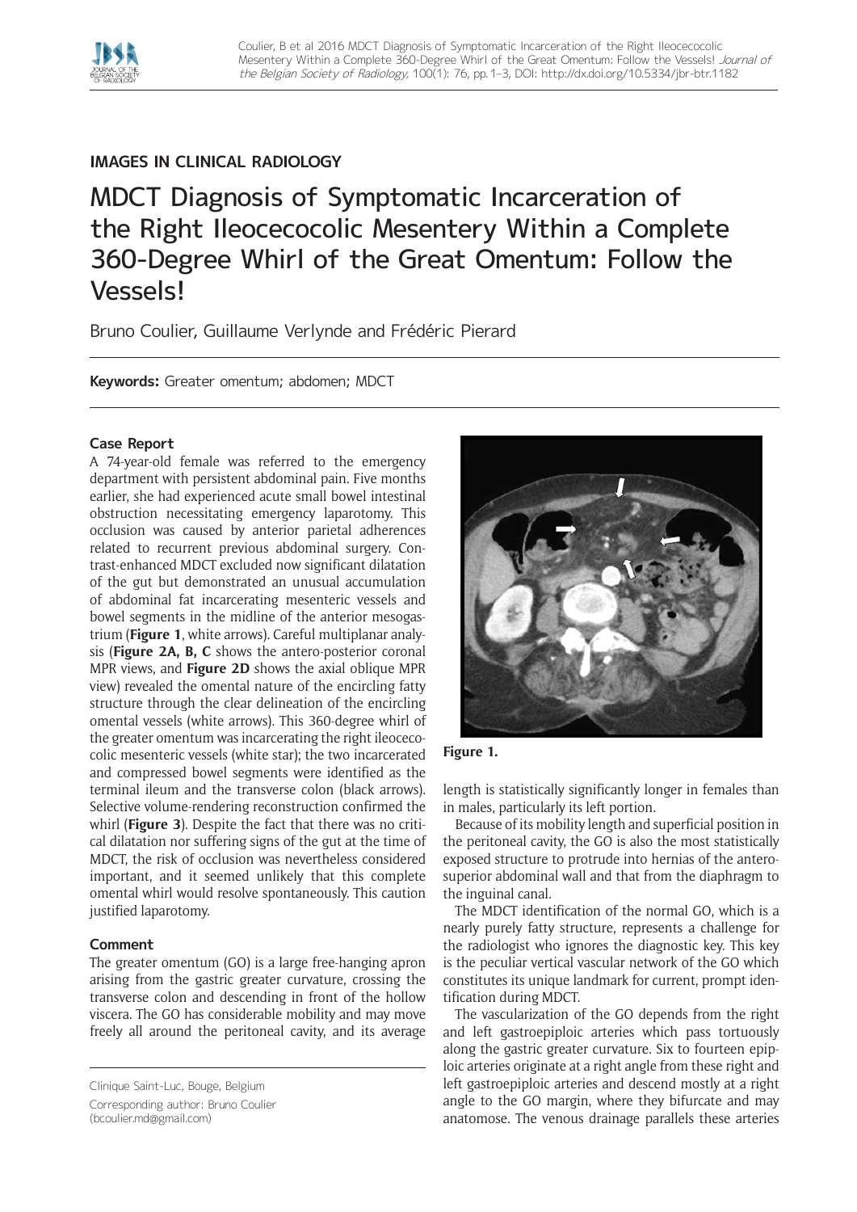IMAGES IN CLINICAL RADIOLOGY

# MDCT Diagnosis of Symptomatic Incarceration of the Right Ileocecocolic Mesentery Within a Complete 360-Degree Whirl of the Great Omentum: Follow the Vessels!

Bruno Coulier, Guillaume Verlynde and Frédéric Pierard

**Keywords:** Greater omentum; abdomen; MDCT

## Case Report

A 74-year-old female was referred to the emergency department with persistent abdominal pain. Five months earlier, she had experienced acute small bowel intestinal obstruction necessitating emergency laparotomy. This occlusion was caused by anterior parietal adherences related to recurrent previous abdominal surgery. Contrast-enhanced MDCT excluded now significant dilatation of the gut but demonstrated an unusual accumulation of abdominal fat incarcerating mesenteric vessels and bowel segments in the midline of the anterior mesogastrium (**Figure 1**, white arrows). Careful multiplanar analysis (**Figure 2A, B, C** shows the antero-posterior coronal MPR views, and **Figure 2D** shows the axial oblique MPR view) revealed the omental nature of the encircling fatty structure through the clear delineation of the encircling omental vessels (white arrows). This 360-degree whirl of the greater omentum was incarcerating the right ileocecocolic mesenteric vessels (white star); the two incarcerated and compressed bowel segments were identified as the terminal ileum and the transverse colon (black arrows). Selective volume-rendering reconstruction confirmed the whirl (**Figure 3**). Despite the fact that there was no critical dilatation nor suffering signs of the gut at the time of MDCT, the risk of occlusion was nevertheless considered important, and it seemed unlikely that this complete omental whirl would resolve spontaneously. This caution justified laparotomy.

**Figure 1.**

## Comment

The greater omentum (GO) is a large free-hanging apron arising from the gastric greater curvature, crossing the transverse colon and descending in front of the hollow viscera. The GO has considerable mobility and may move freely all around the peritoneal cavity, and its average length is statistically significantly longer in females than in males, particularly its left portion.

Because of its mobility length and superficial position in the peritoneal cavity, the GO is also the most statistically exposed structure to protrude into hernias of the antero-superior abdominal wall and that from the diaphragm to the inguinal canal.

The MDCT identification of the normal GO, which is a nearly purely fatty structure, represents a challenge for the radiologist who ignores the diagnostic key. This key is the peculiar vertical vascular network of the GO which constitutes its unique landmark for current, prompt identification during MDCT.

The vascularization of the GO depends from the right and left gastroepiploic arteries which pass tortuously along the gastric greater curvature. Six to fourteen epiploic arteries originate at a right angle from these right and left gastroepiploic arteries and descend mostly at a right angle to the GO margin, where they bifurcate and may anatomose. The venous drainage parallels these arteries

Clinique Saint-Luc, Bouge, Belgium

Corresponding author: Bruno Coulier (bcoulier.md@gmail.com)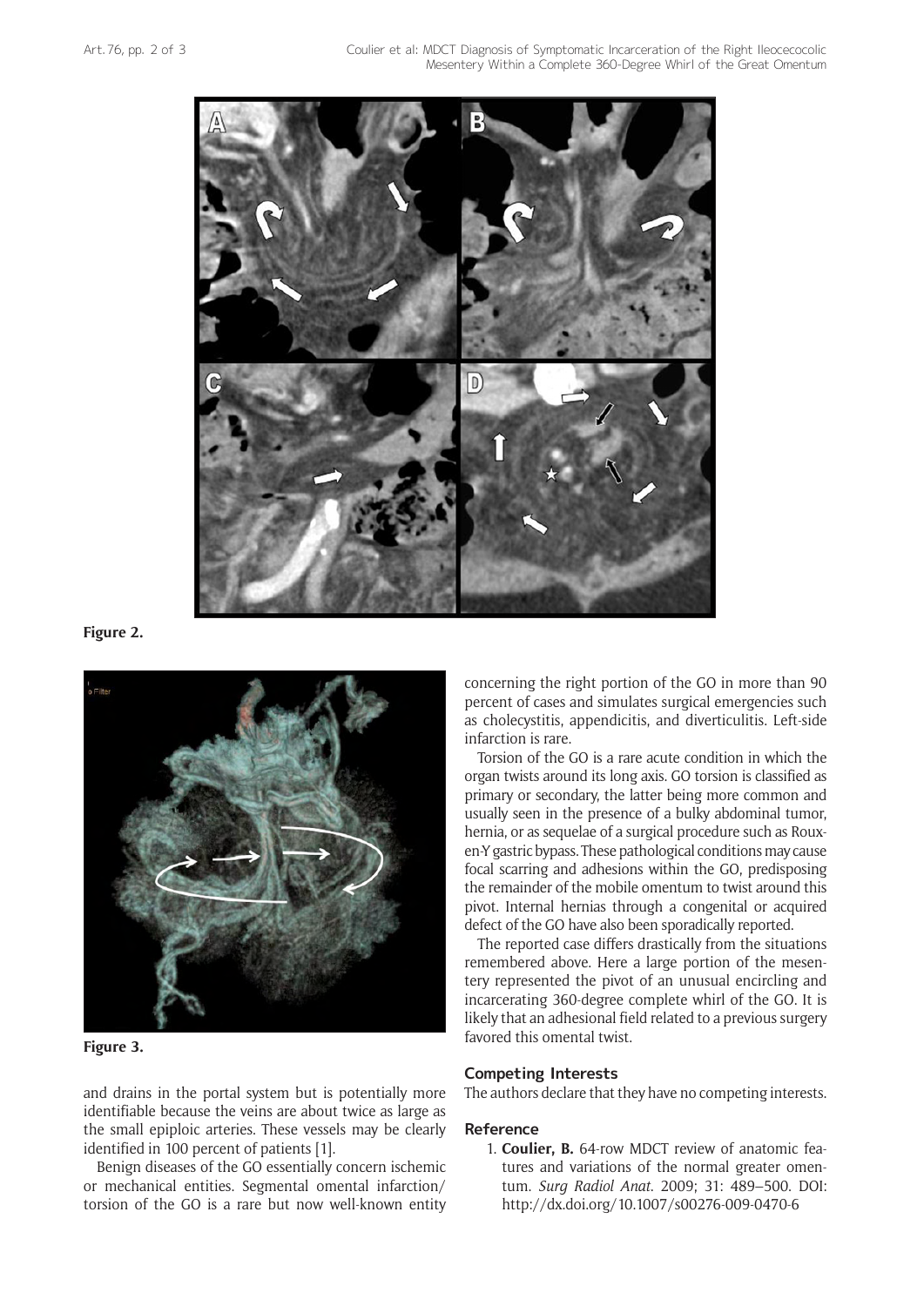**Figure 2.**

**Figure 3.**

and drains in the portal system but is potentially more identifiable because the veins are about twice as large as the small epiploic arteries. These vessels may be clearly identified in 100 percent of patients [1].

Benign diseases of the GO essentially concern ischemic or mechanical entities. Segmental omental infarction/torsion of the GO is a rare but now well-known entity concerning the right portion of the GO in more than 90 percent of cases and simulates surgical emergencies such as cholecystitis, appendicitis, and diverticulitis. Left-side infarction is rare.

Torsion of the GO is a rare acute condition in which the organ twists around its long axis. GO torsion is classified as primary or secondary, the latter being more common and usually seen in the presence of a bulky abdominal tumor, hernia, or as sequelae of a surgical procedure such as Roux-en-Y gastric bypass. These pathological conditions may cause focal scarring and adhesions within the GO, predisposing the remainder of the mobile omentum to twist around this pivot. Internal hernias through a congenital or acquired defect of the GO have also been sporadically reported.

The reported case differs drastically from the situations remembered above. Here a large portion of the mesentery represented the pivot of an unusual encircling and incarcerating 360-degree complete whirl of the GO. It is likely that an adhesional field related to a previous surgery favored this omental twist.

### Competing Interests

The authors declare that they have no competing interests.

### Reference

1. **Coulier, B.** 64-row MDCT review of anatomic features and variations of the normal greater omentum. *Surg Radiol Anat*. 2009; 31: 489–500. DOI: http://dx.doi.org/10.1007/s00276-009-0470-6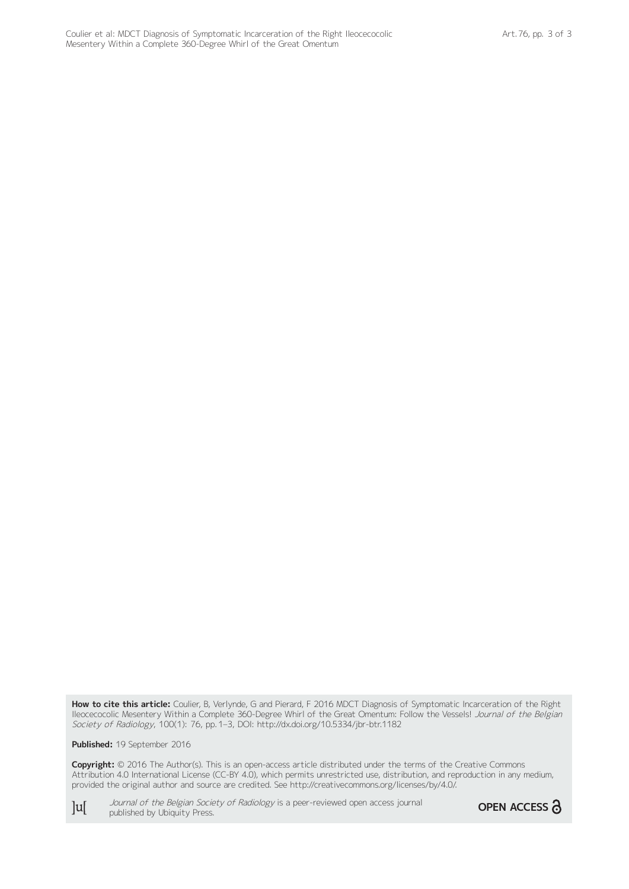**How to cite this article:** Coulier, B, Verlynde, G and Pierard, F 2016 MDCT Diagnosis of Symptomatic Incarceration of the Right Ileocecocolic Mesentery Within a Complete 360-Degree Whirl of the Great Omentum: Follow the Vessels! *Journal of the Belgian Society of Radiology*, 100(1): 76, pp. 1–3, DOI: http://dx.doi.org/10.5334/jbr-btr.1182

**Published:** 19 September 2016

**Copyright:** © 2016 The Author(s). This is an open-access article distributed under the terms of the Creative Commons Attribution 4.0 International License (CC-BY 4.0), which permits unrestricted use, distribution, and reproduction in any medium, provided the original author and source are credited. See http://creativecommons.org/licenses/by/4.0/.

*Journal of the Belgian Society of Radiology* is a peer-reviewed open access journal published by Ubiquity Press.

OPEN ACCESS